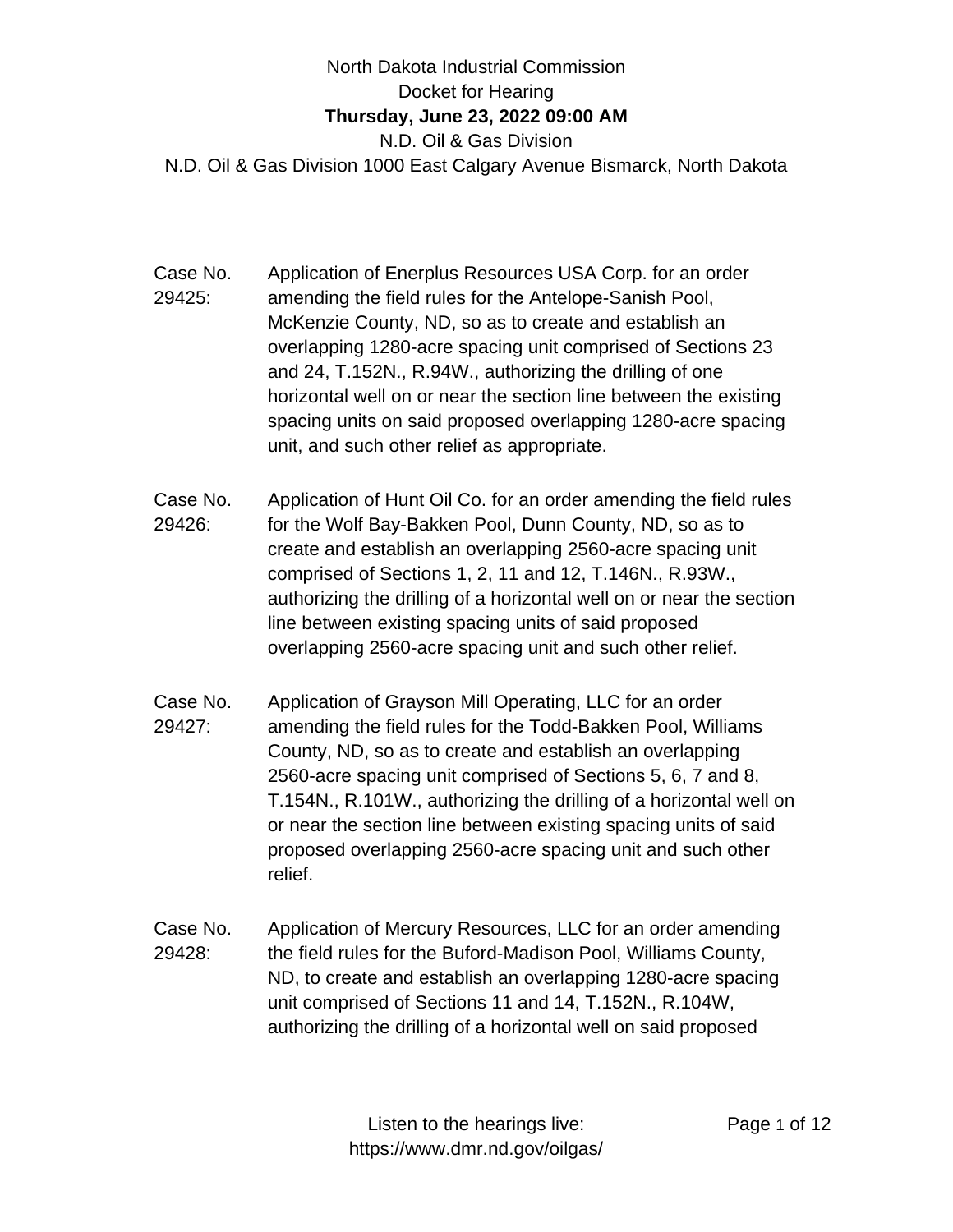North Dakota Industrial Commission
Docket for Hearing
**Thursday, June 23, 2022 09:00 AM**
N.D. Oil & Gas Division
N.D. Oil & Gas Division 1000 East Calgary Avenue Bismarck, North Dakota

Case No. 29425: Application of Enerplus Resources USA Corp. for an order amending the field rules for the Antelope-Sanish Pool, McKenzie County, ND, so as to create and establish an overlapping 1280-acre spacing unit comprised of Sections 23 and 24, T.152N., R.94W., authorizing the drilling of one horizontal well on or near the section line between the existing spacing units on said proposed overlapping 1280-acre spacing unit, and such other relief as appropriate.

Case No. 29426: Application of Hunt Oil Co. for an order amending the field rules for the Wolf Bay-Bakken Pool, Dunn County, ND, so as to create and establish an overlapping 2560-acre spacing unit comprised of Sections 1, 2, 11 and 12, T.146N., R.93W., authorizing the drilling of a horizontal well on or near the section line between existing spacing units of said proposed overlapping 2560-acre spacing unit and such other relief.

Case No. 29427: Application of Grayson Mill Operating, LLC for an order amending the field rules for the Todd-Bakken Pool, Williams County, ND, so as to create and establish an overlapping 2560-acre spacing unit comprised of Sections 5, 6, 7 and 8, T.154N., R.101W., authorizing the drilling of a horizontal well on or near the section line between existing spacing units of said proposed overlapping 2560-acre spacing unit and such other relief.

Case No. 29428: Application of Mercury Resources, LLC for an order amending the field rules for the Buford-Madison Pool, Williams County, ND, to create and establish an overlapping 1280-acre spacing unit comprised of Sections 11 and 14, T.152N., R.104W, authorizing the drilling of a horizontal well on said proposed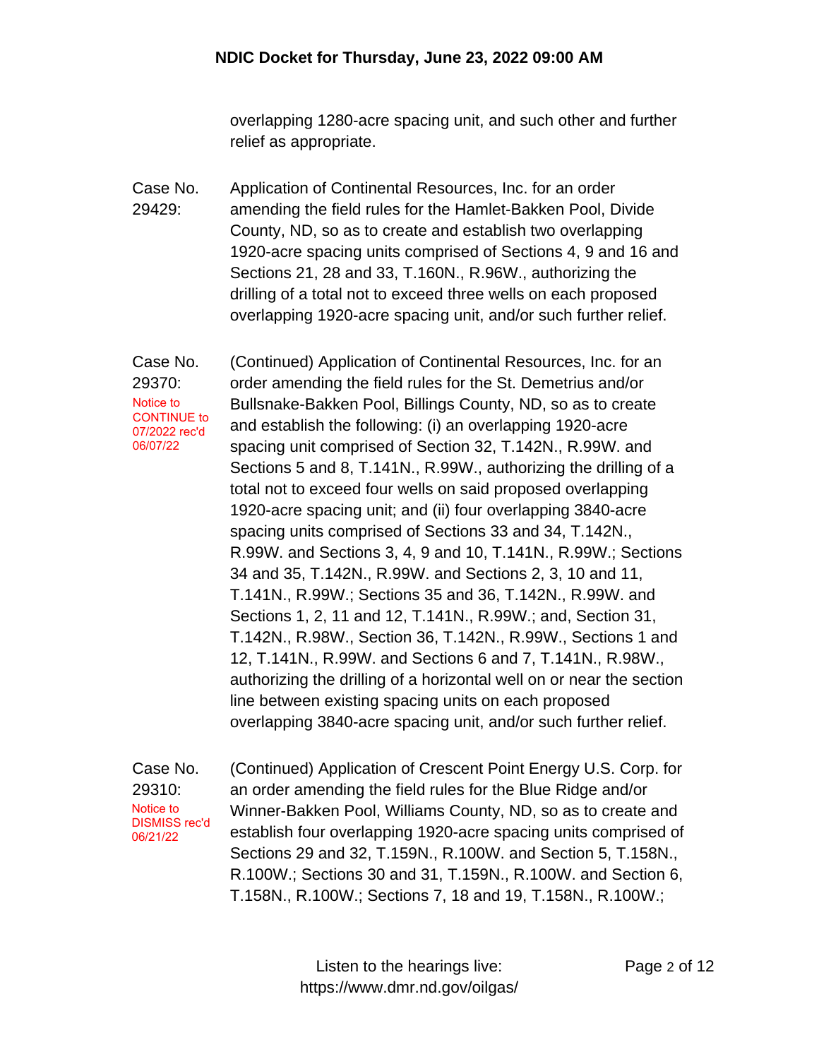overlapping 1280-acre spacing unit, and such other and further relief as appropriate.

**Case No. 29429:**

Application of Continental Resources, Inc. for an order amending the field rules for the Hamlet-Bakken Pool, Divide County, ND, so as to create and establish two overlapping 1920-acre spacing units comprised of Sections 4, 9 and 16 and Sections 21, 28 and 33, T.160N., R.96W., authorizing the drilling of a total not to exceed three wells on each proposed overlapping 1920-acre spacing unit, and/or such further relief.

**Case No. 29370:**

Notice to CONTINUE to 07/2022 rec'd 06/07/22

(Continued) Application of Continental Resources, Inc. for an order amending the field rules for the St. Demetrius and/or Bullsnake-Bakken Pool, Billings County, ND, so as to create and establish the following: (i) an overlapping 1920-acre spacing unit comprised of Section 32, T.142N., R.99W. and Sections 5 and 8, T.141N., R.99W., authorizing the drilling of a total not to exceed four wells on said proposed overlapping 1920-acre spacing unit; and (ii) four overlapping 3840-acre spacing units comprised of Sections 33 and 34, T.142N., R.99W. and Sections 3, 4, 9 and 10, T.141N., R.99W.; Sections 34 and 35, T.142N., R.99W. and Sections 2, 3, 10 and 11, T.141N., R.99W.; Sections 35 and 36, T.142N., R.99W. and Sections 1, 2, 11 and 12, T.141N., R.99W.; and, Section 31, T.142N., R.98W., Section 36, T.142N., R.99W., Sections 1 and 12, T.141N., R.99W. and Sections 6 and 7, T.141N., R.98W., authorizing the drilling of a horizontal well on or near the section line between existing spacing units on each proposed overlapping 3840-acre spacing unit, and/or such further relief.

**Case No. 29310:**

Notice to DISMISS rec'd 06/21/22

(Continued) Application of Crescent Point Energy U.S. Corp. for an order amending the field rules for the Blue Ridge and/or Winner-Bakken Pool, Williams County, ND, so as to create and establish four overlapping 1920-acre spacing units comprised of Sections 29 and 32, T.159N., R.100W. and Section 5, T.158N., R.100W.; Sections 30 and 31, T.159N., R.100W. and Section 6, T.158N., R.100W.; Sections 7, 18 and 19, T.158N., R.100W.;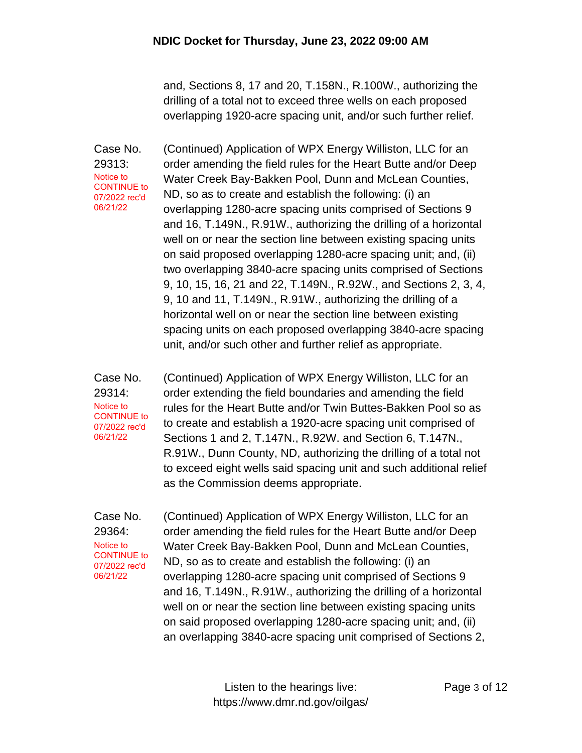and, Sections 8, 17 and 20, T.158N., R.100W., authorizing the drilling of a total not to exceed three wells on each proposed overlapping 1920-acre spacing unit, and/or such further relief.

**Case No. 29313:**
Notice to CONTINUE to 07/2022 rec'd 06/21/22

(Continued) Application of WPX Energy Williston, LLC for an order amending the field rules for the Heart Butte and/or Deep Water Creek Bay-Bakken Pool, Dunn and McLean Counties, ND, so as to create and establish the following: (i) an overlapping 1280-acre spacing units comprised of Sections 9 and 16, T.149N., R.91W., authorizing the drilling of a horizontal well on or near the section line between existing spacing units on said proposed overlapping 1280-acre spacing unit; and, (ii) two overlapping 3840-acre spacing units comprised of Sections 9, 10, 15, 16, 21 and 22, T.149N., R.92W., and Sections 2, 3, 4, 9, 10 and 11, T.149N., R.91W., authorizing the drilling of a horizontal well on or near the section line between existing spacing units on each proposed overlapping 3840-acre spacing unit, and/or such other and further relief as appropriate.

**Case No. 29314:**
Notice to CONTINUE to 07/2022 rec'd 06/21/22

(Continued) Application of WPX Energy Williston, LLC for an order extending the field boundaries and amending the field rules for the Heart Butte and/or Twin Buttes-Bakken Pool so as to create and establish a 1920-acre spacing unit comprised of Sections 1 and 2, T.147N., R.92W. and Section 6, T.147N., R.91W., Dunn County, ND, authorizing the drilling of a total not to exceed eight wells said spacing unit and such additional relief as the Commission deems appropriate.

**Case No. 29364:**
Notice to CONTINUE to 07/2022 rec'd 06/21/22

(Continued) Application of WPX Energy Williston, LLC for an order amending the field rules for the Heart Butte and/or Deep Water Creek Bay-Bakken Pool, Dunn and McLean Counties, ND, so as to create and establish the following: (i) an overlapping 1280-acre spacing unit comprised of Sections 9 and 16, T.149N., R.91W., authorizing the drilling of a horizontal well on or near the section line between existing spacing units on said proposed overlapping 1280-acre spacing unit; and, (ii) an overlapping 3840-acre spacing unit comprised of Sections 2,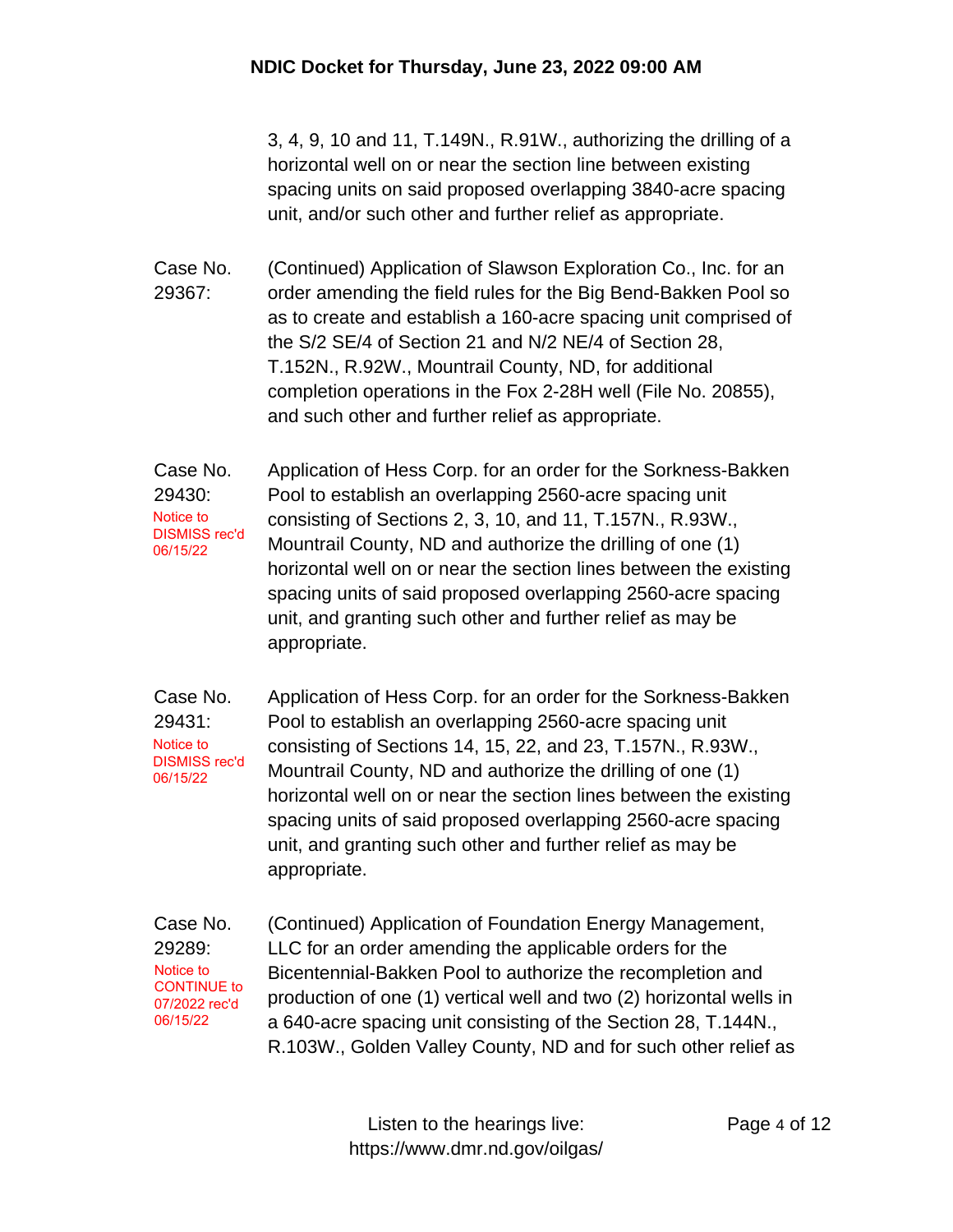3, 4, 9, 10 and 11, T.149N., R.91W., authorizing the drilling of a horizontal well on or near the section line between existing spacing units on said proposed overlapping 3840-acre spacing unit, and/or such other and further relief as appropriate.

Case No. 29367: (Continued) Application of Slawson Exploration Co., Inc. for an order amending the field rules for the Big Bend-Bakken Pool so as to create and establish a 160-acre spacing unit comprised of the S/2 SE/4 of Section 21 and N/2 NE/4 of Section 28, T.152N., R.92W., Mountrail County, ND, for additional completion operations in the Fox 2-28H well (File No. 20855), and such other and further relief as appropriate.

Case No. 29430:
Notice to DISMISS rec'd 06/15/22

Application of Hess Corp. for an order for the Sorkness-Bakken Pool to establish an overlapping 2560-acre spacing unit consisting of Sections 2, 3, 10, and 11, T.157N., R.93W., Mountrail County, ND and authorize the drilling of one (1) horizontal well on or near the section lines between the existing spacing units of said proposed overlapping 2560-acre spacing unit, and granting such other and further relief as may be appropriate.

Case No. 29431:
Notice to DISMISS rec'd 06/15/22

Application of Hess Corp. for an order for the Sorkness-Bakken Pool to establish an overlapping 2560-acre spacing unit consisting of Sections 14, 15, 22, and 23, T.157N., R.93W., Mountrail County, ND and authorize the drilling of one (1) horizontal well on or near the section lines between the existing spacing units of said proposed overlapping 2560-acre spacing unit, and granting such other and further relief as may be appropriate.

Case No. 29289:
Notice to CONTINUE to 07/2022 rec'd 06/15/22

(Continued) Application of Foundation Energy Management, LLC for an order amending the applicable orders for the Bicentennial-Bakken Pool to authorize the recompletion and production of one (1) vertical well and two (2) horizontal wells in a 640-acre spacing unit consisting of the Section 28, T.144N., R.103W., Golden Valley County, ND and for such other relief as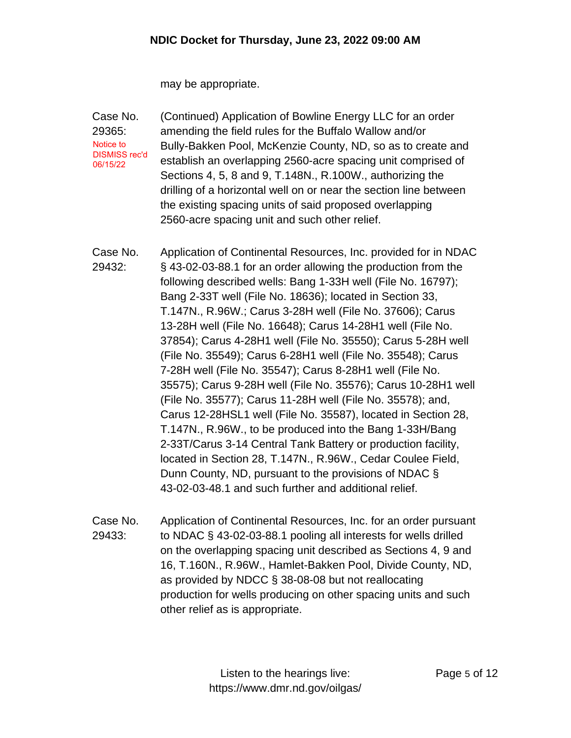may be appropriate.

**Case No. 29365:** Notice to DISMISS rec'd 06/15/22

(Continued) Application of Bowline Energy LLC for an order amending the field rules for the Buffalo Wallow and/or Bully-Bakken Pool, McKenzie County, ND, so as to create and establish an overlapping 2560-acre spacing unit comprised of Sections 4, 5, 8 and 9, T.148N., R.100W., authorizing the drilling of a horizontal well on or near the section line between the existing spacing units of said proposed overlapping 2560-acre spacing unit and such other relief.

**Case No. 29432:**

Application of Continental Resources, Inc. provided for in NDAC § 43-02-03-88.1 for an order allowing the production from the following described wells: Bang 1-33H well (File No. 16797); Bang 2-33T well (File No. 18636); located in Section 33, T.147N., R.96W.; Carus 3-28H well (File No. 37606); Carus 13-28H well (File No. 16648); Carus 14-28H1 well (File No. 37854); Carus 4-28H1 well (File No. 35550); Carus 5-28H well (File No. 35549); Carus 6-28H1 well (File No. 35548); Carus 7-28H well (File No. 35547); Carus 8-28H1 well (File No. 35575); Carus 9-28H well (File No. 35576); Carus 10-28H1 well (File No. 35577); Carus 11-28H well (File No. 35578); and, Carus 12-28HSL1 well (File No. 35587), located in Section 28, T.147N., R.96W., to be produced into the Bang 1-33H/Bang 2-33T/Carus 3-14 Central Tank Battery or production facility, located in Section 28, T.147N., R.96W., Cedar Coulee Field, Dunn County, ND, pursuant to the provisions of NDAC § 43-02-03-48.1 and such further and additional relief.

**Case No. 29433:**

Application of Continental Resources, Inc. for an order pursuant to NDAC § 43-02-03-88.1 pooling all interests for wells drilled on the overlapping spacing unit described as Sections 4, 9 and 16, T.160N., R.96W., Hamlet-Bakken Pool, Divide County, ND, as provided by NDCC § 38-08-08 but not reallocating production for wells producing on other spacing units and such other relief as is appropriate.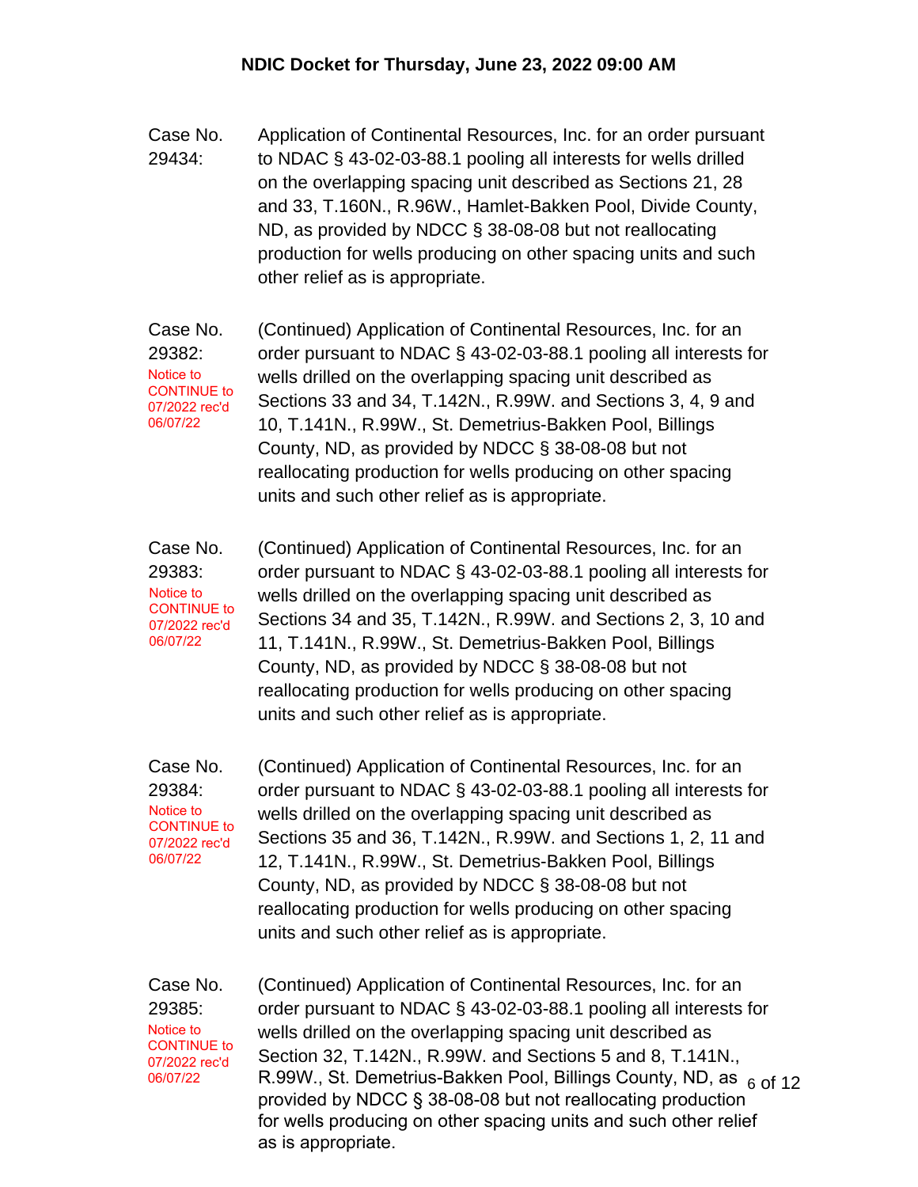Case No. 29434:

Application of Continental Resources, Inc. for an order pursuant to NDAC § 43-02-03-88.1 pooling all interests for wells drilled on the overlapping spacing unit described as Sections 21, 28 and 33, T.160N., R.96W., Hamlet-Bakken Pool, Divide County, ND, as provided by NDCC § 38-08-08 but not reallocating production for wells producing on other spacing units and such other relief as is appropriate.

Case No. 29382:

Notice to CONTINUE to 07/2022 rec'd 06/07/22

(Continued) Application of Continental Resources, Inc. for an order pursuant to NDAC § 43-02-03-88.1 pooling all interests for wells drilled on the overlapping spacing unit described as Sections 33 and 34, T.142N., R.99W. and Sections 3, 4, 9 and 10, T.141N., R.99W., St. Demetrius-Bakken Pool, Billings County, ND, as provided by NDCC § 38-08-08 but not reallocating production for wells producing on other spacing units and such other relief as is appropriate.

Case No. 29383:

Notice to CONTINUE to 07/2022 rec'd 06/07/22

(Continued) Application of Continental Resources, Inc. for an order pursuant to NDAC § 43-02-03-88.1 pooling all interests for wells drilled on the overlapping spacing unit described as Sections 34 and 35, T.142N., R.99W. and Sections 2, 3, 10 and 11, T.141N., R.99W., St. Demetrius-Bakken Pool, Billings County, ND, as provided by NDCC § 38-08-08 but not reallocating production for wells producing on other spacing units and such other relief as is appropriate.

Case No. 29384:

Notice to CONTINUE to 07/2022 rec'd 06/07/22

(Continued) Application of Continental Resources, Inc. for an order pursuant to NDAC § 43-02-03-88.1 pooling all interests for wells drilled on the overlapping spacing unit described as Sections 35 and 36, T.142N., R.99W. and Sections 1, 2, 11 and 12, T.141N., R.99W., St. Demetrius-Bakken Pool, Billings County, ND, as provided by NDCC § 38-08-08 but not reallocating production for wells producing on other spacing units and such other relief as is appropriate.

Case No. 29385:

Notice to CONTINUE to 07/2022 rec'd 06/07/22

(Continued) Application of Continental Resources, Inc. for an order pursuant to NDAC § 43-02-03-88.1 pooling all interests for wells drilled on the overlapping spacing unit described as Section 32, T.142N., R.99W. and Sections 5 and 8, T.141N., R.99W., St. Demetrius-Bakken Pool, Billings County, ND, as provided by NDCC § 38-08-08 but not reallocating production for wells producing on other spacing units and such other relief as is appropriate.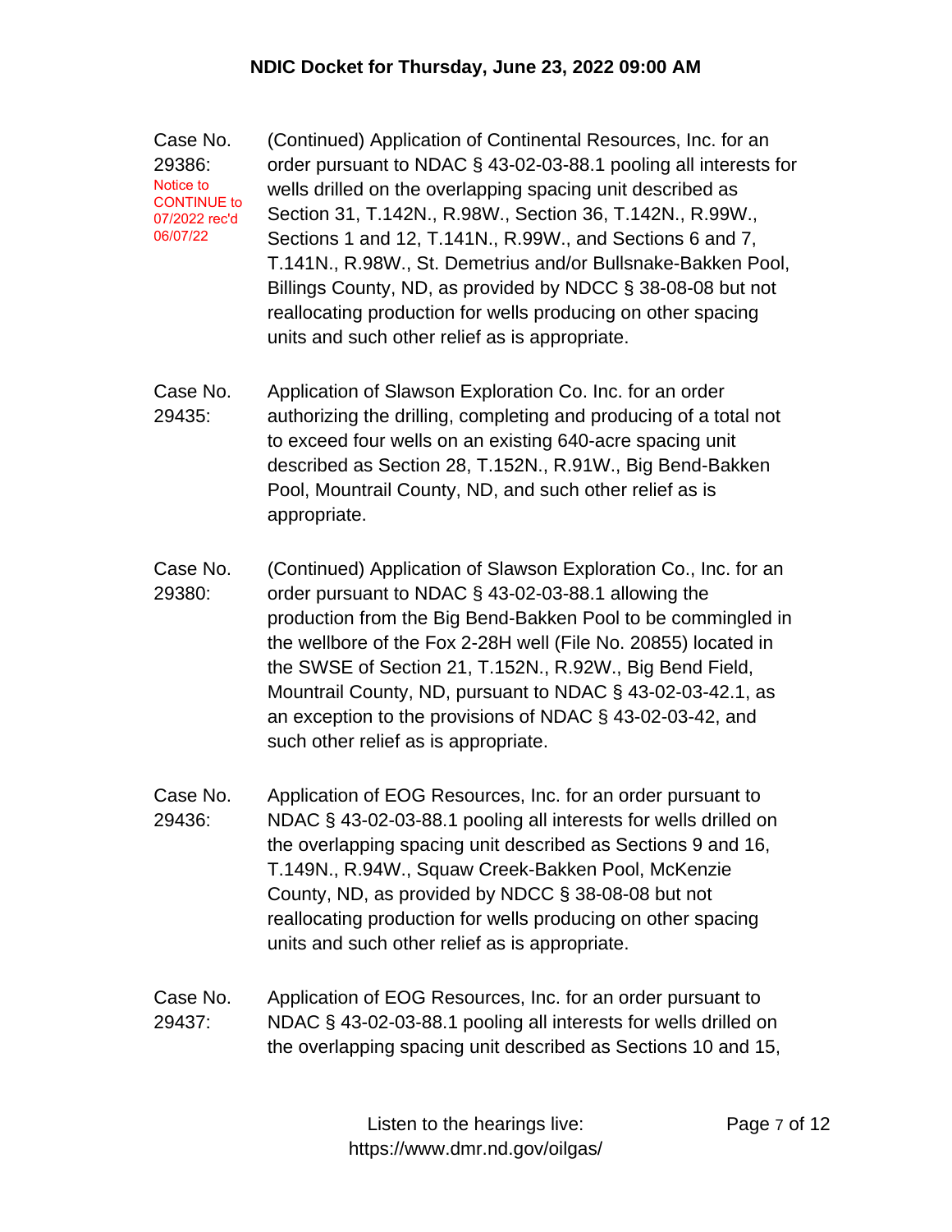Case No. 29386: Notice to CONTINUE to 07/2022 rec'd 06/07/22

(Continued) Application of Continental Resources, Inc. for an order pursuant to NDAC § 43-02-03-88.1 pooling all interests for wells drilled on the overlapping spacing unit described as Section 31, T.142N., R.98W., Section 36, T.142N., R.99W., Sections 1 and 12, T.141N., R.99W., and Sections 6 and 7, T.141N., R.98W., St. Demetrius and/or Bullsnake-Bakken Pool, Billings County, ND, as provided by NDCC § 38-08-08 but not reallocating production for wells producing on other spacing units and such other relief as is appropriate.

Case No. 29435:

Application of Slawson Exploration Co. Inc. for an order authorizing the drilling, completing and producing of a total not to exceed four wells on an existing 640-acre spacing unit described as Section 28, T.152N., R.91W., Big Bend-Bakken Pool, Mountrail County, ND, and such other relief as is appropriate.

Case No. 29380:

(Continued) Application of Slawson Exploration Co., Inc. for an order pursuant to NDAC § 43-02-03-88.1 allowing the production from the Big Bend-Bakken Pool to be commingled in the wellbore of the Fox 2-28H well (File No. 20855) located in the SWSE of Section 21, T.152N., R.92W., Big Bend Field, Mountrail County, ND, pursuant to NDAC § 43-02-03-42.1, as an exception to the provisions of NDAC § 43-02-03-42, and such other relief as is appropriate.

Case No. 29436:

Application of EOG Resources, Inc. for an order pursuant to NDAC § 43-02-03-88.1 pooling all interests for wells drilled on the overlapping spacing unit described as Sections 9 and 16, T.149N., R.94W., Squaw Creek-Bakken Pool, McKenzie County, ND, as provided by NDCC § 38-08-08 but not reallocating production for wells producing on other spacing units and such other relief as is appropriate.

Case No. 29437:

Application of EOG Resources, Inc. for an order pursuant to NDAC § 43-02-03-88.1 pooling all interests for wells drilled on the overlapping spacing unit described as Sections 10 and 15,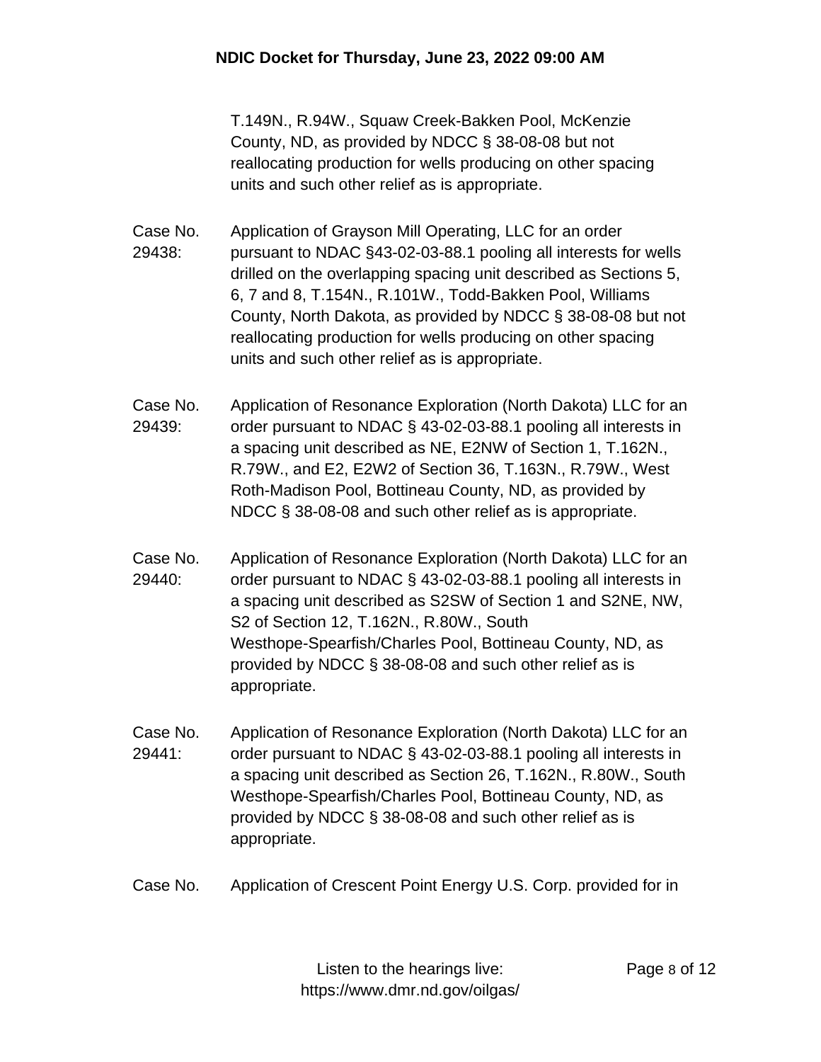T.149N., R.94W., Squaw Creek-Bakken Pool, McKenzie County, ND, as provided by NDCC § 38-08-08 but not reallocating production for wells producing on other spacing units and such other relief as is appropriate.

Case No. 29438: Application of Grayson Mill Operating, LLC for an order pursuant to NDAC §43-02-03-88.1 pooling all interests for wells drilled on the overlapping spacing unit described as Sections 5, 6, 7 and 8, T.154N., R.101W., Todd-Bakken Pool, Williams County, North Dakota, as provided by NDCC § 38-08-08 but not reallocating production for wells producing on other spacing units and such other relief as is appropriate.

Case No. 29439: Application of Resonance Exploration (North Dakota) LLC for an order pursuant to NDAC § 43-02-03-88.1 pooling all interests in a spacing unit described as NE, E2NW of Section 1, T.162N., R.79W., and E2, E2W2 of Section 36, T.163N., R.79W., West Roth-Madison Pool, Bottineau County, ND, as provided by NDCC § 38-08-08 and such other relief as is appropriate.

Case No. 29440: Application of Resonance Exploration (North Dakota) LLC for an order pursuant to NDAC § 43-02-03-88.1 pooling all interests in a spacing unit described as S2SW of Section 1 and S2NE, NW, S2 of Section 12, T.162N., R.80W., South Westhope-Spearfish/Charles Pool, Bottineau County, ND, as provided by NDCC § 38-08-08 and such other relief as is appropriate.

Case No. 29441: Application of Resonance Exploration (North Dakota) LLC for an order pursuant to NDAC § 43-02-03-88.1 pooling all interests in a spacing unit described as Section 26, T.162N., R.80W., South Westhope-Spearfish/Charles Pool, Bottineau County, ND, as provided by NDCC § 38-08-08 and such other relief as is appropriate.

Case No. Application of Crescent Point Energy U.S. Corp. provided for in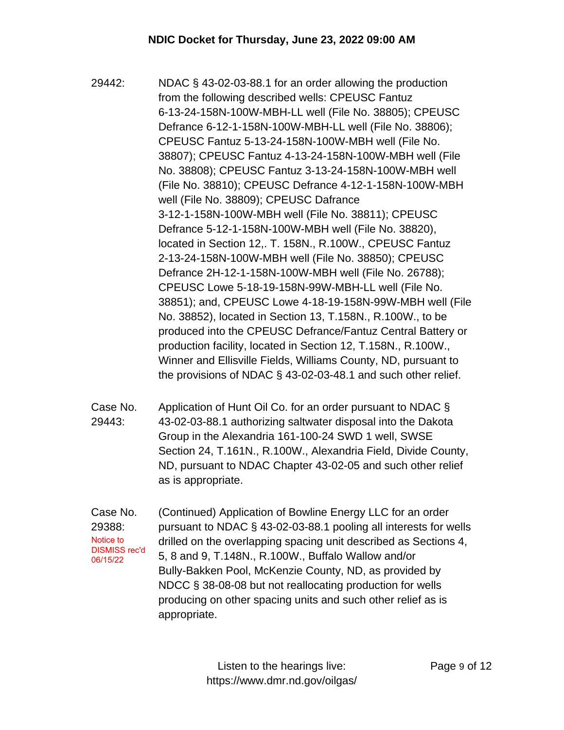29442: NDAC § 43-02-03-88.1 for an order allowing the production from the following described wells: CPEUSC Fantuz 6-13-24-158N-100W-MBH-LL well (File No. 38805); CPEUSC Defrance 6-12-1-158N-100W-MBH-LL well (File No. 38806); CPEUSC Fantuz 5-13-24-158N-100W-MBH well (File No. 38807); CPEUSC Fantuz 4-13-24-158N-100W-MBH well (File No. 38808); CPEUSC Fantuz 3-13-24-158N-100W-MBH well (File No. 38810); CPEUSC Defrance 4-12-1-158N-100W-MBH well (File No. 38809); CPEUSC Dafrance 3-12-1-158N-100W-MBH well (File No. 38811); CPEUSC Defrance 5-12-1-158N-100W-MBH well (File No. 38820), located in Section 12,. T. 158N., R.100W., CPEUSC Fantuz 2-13-24-158N-100W-MBH well (File No. 38850); CPEUSC Defrance 2H-12-1-158N-100W-MBH well (File No. 26788); CPEUSC Lowe 5-18-19-158N-99W-MBH-LL well (File No. 38851); and, CPEUSC Lowe 4-18-19-158N-99W-MBH well (File No. 38852), located in Section 13, T.158N., R.100W., to be produced into the CPEUSC Defrance/Fantuz Central Battery or production facility, located in Section 12, T.158N., R.100W., Winner and Ellisville Fields, Williams County, ND, pursuant to the provisions of NDAC § 43-02-03-48.1 and such other relief.

Case No. 29443: Application of Hunt Oil Co. for an order pursuant to NDAC § 43-02-03-88.1 authorizing saltwater disposal into the Dakota Group in the Alexandria 161-100-24 SWD 1 well, SWSE Section 24, T.161N., R.100W., Alexandria Field, Divide County, ND, pursuant to NDAC Chapter 43-02-05 and such other relief as is appropriate.

Case No. 29388: (Continued) Application of Bowline Energy LLC for an order pursuant to NDAC § 43-02-03-88.1 pooling all interests for wells drilled on the overlapping spacing unit described as Sections 4, 5, 8 and 9, T.148N., R.100W., Buffalo Wallow and/or Bully-Bakken Pool, McKenzie County, ND, as provided by NDCC § 38-08-08 but not reallocating production for wells producing on other spacing units and such other relief as is appropriate.

Notice to DISMISS rec'd 06/15/22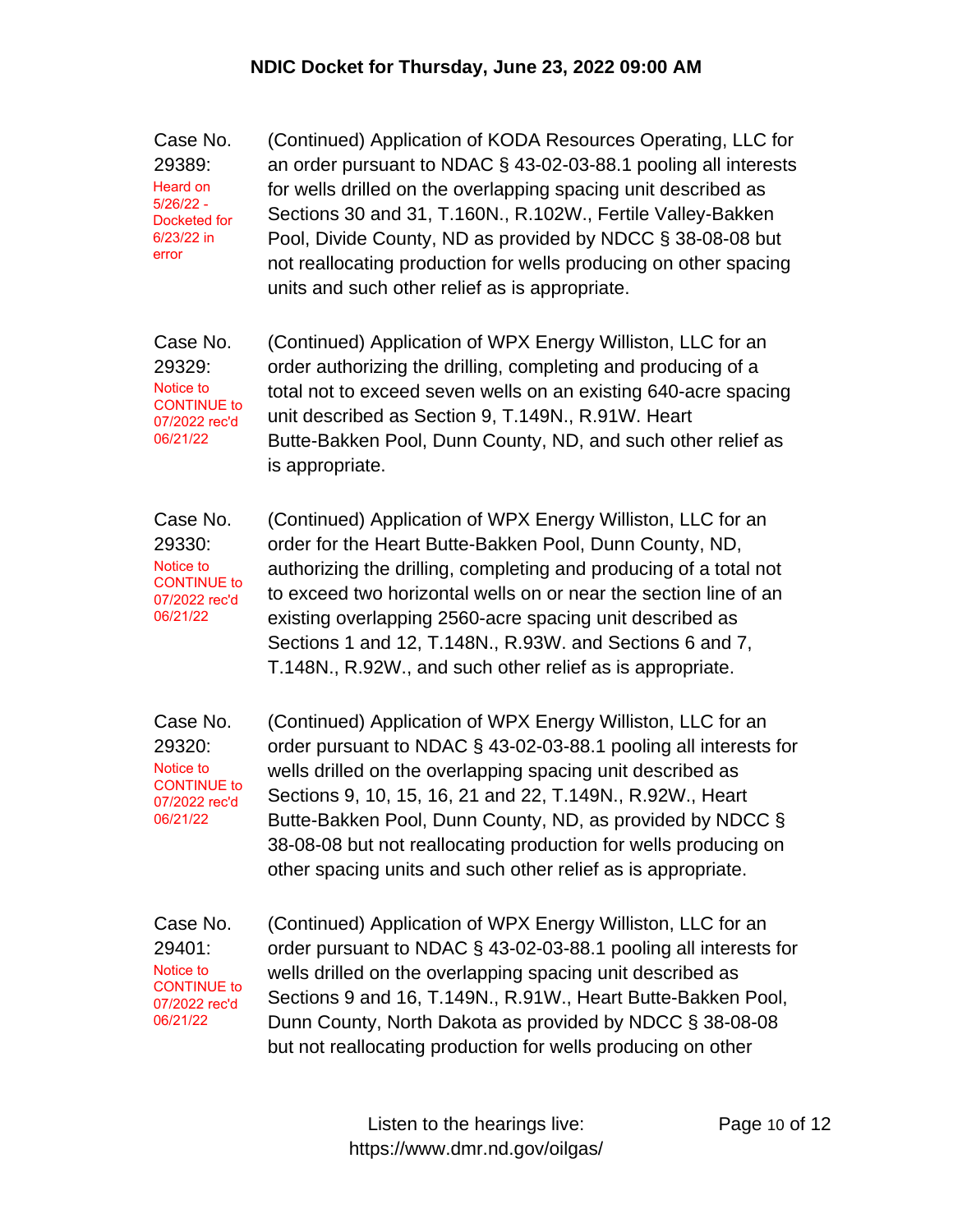Case No. 29389: Heard on 5/26/22 - Docketed for 6/23/22 in error

(Continued) Application of KODA Resources Operating, LLC for an order pursuant to NDAC § 43-02-03-88.1 pooling all interests for wells drilled on the overlapping spacing unit described as Sections 30 and 31, T.160N., R.102W., Fertile Valley-Bakken Pool, Divide County, ND as provided by NDCC § 38-08-08 but not reallocating production for wells producing on other spacing units and such other relief as is appropriate.

Case No. 29329: Notice to CONTINUE to 07/2022 rec'd 06/21/22

(Continued) Application of WPX Energy Williston, LLC for an order authorizing the drilling, completing and producing of a total not to exceed seven wells on an existing 640-acre spacing unit described as Section 9, T.149N., R.91W. Heart Butte-Bakken Pool, Dunn County, ND, and such other relief as is appropriate.

Case No. 29330: Notice to CONTINUE to 07/2022 rec'd 06/21/22

(Continued) Application of WPX Energy Williston, LLC for an order for the Heart Butte-Bakken Pool, Dunn County, ND, authorizing the drilling, completing and producing of a total not to exceed two horizontal wells on or near the section line of an existing overlapping 2560-acre spacing unit described as Sections 1 and 12, T.148N., R.93W. and Sections 6 and 7, T.148N., R.92W., and such other relief as is appropriate.

Case No. 29320: Notice to CONTINUE to 07/2022 rec'd 06/21/22

(Continued) Application of WPX Energy Williston, LLC for an order pursuant to NDAC § 43-02-03-88.1 pooling all interests for wells drilled on the overlapping spacing unit described as Sections 9, 10, 15, 16, 21 and 22, T.149N., R.92W., Heart Butte-Bakken Pool, Dunn County, ND, as provided by NDCC § 38-08-08 but not reallocating production for wells producing on other spacing units and such other relief as is appropriate.

Case No. 29401: Notice to CONTINUE to 07/2022 rec'd 06/21/22

(Continued) Application of WPX Energy Williston, LLC for an order pursuant to NDAC § 43-02-03-88.1 pooling all interests for wells drilled on the overlapping spacing unit described as Sections 9 and 16, T.149N., R.91W., Heart Butte-Bakken Pool, Dunn County, North Dakota as provided by NDCC § 38-08-08 but not reallocating production for wells producing on other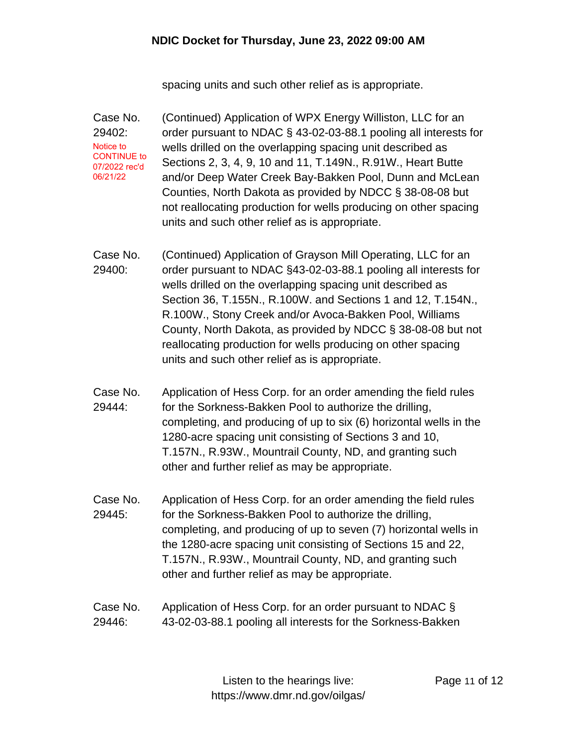spacing units and such other relief as is appropriate.

Case No. 29402: Notice to CONTINUE to 07/2022 rec'd 06/21/22

(Continued) Application of WPX Energy Williston, LLC for an order pursuant to NDAC § 43-02-03-88.1 pooling all interests for wells drilled on the overlapping spacing unit described as Sections 2, 3, 4, 9, 10 and 11, T.149N., R.91W., Heart Butte and/or Deep Water Creek Bay-Bakken Pool, Dunn and McLean Counties, North Dakota as provided by NDCC § 38-08-08 but not reallocating production for wells producing on other spacing units and such other relief as is appropriate.

Case No. 29400:

(Continued) Application of Grayson Mill Operating, LLC for an order pursuant to NDAC §43-02-03-88.1 pooling all interests for wells drilled on the overlapping spacing unit described as Section 36, T.155N., R.100W. and Sections 1 and 12, T.154N., R.100W., Stony Creek and/or Avoca-Bakken Pool, Williams County, North Dakota, as provided by NDCC § 38-08-08 but not reallocating production for wells producing on other spacing units and such other relief as is appropriate.

Case No. 29444:

Application of Hess Corp. for an order amending the field rules for the Sorkness-Bakken Pool to authorize the drilling, completing, and producing of up to six (6) horizontal wells in the 1280-acre spacing unit consisting of Sections 3 and 10, T.157N., R.93W., Mountrail County, ND, and granting such other and further relief as may be appropriate.

Case No. 29445:

Application of Hess Corp. for an order amending the field rules for the Sorkness-Bakken Pool to authorize the drilling, completing, and producing of up to seven (7) horizontal wells in the 1280-acre spacing unit consisting of Sections 15 and 22, T.157N., R.93W., Mountrail County, ND, and granting such other and further relief as may be appropriate.

Case No. 29446:

Application of Hess Corp. for an order pursuant to NDAC § 43-02-03-88.1 pooling all interests for the Sorkness-Bakken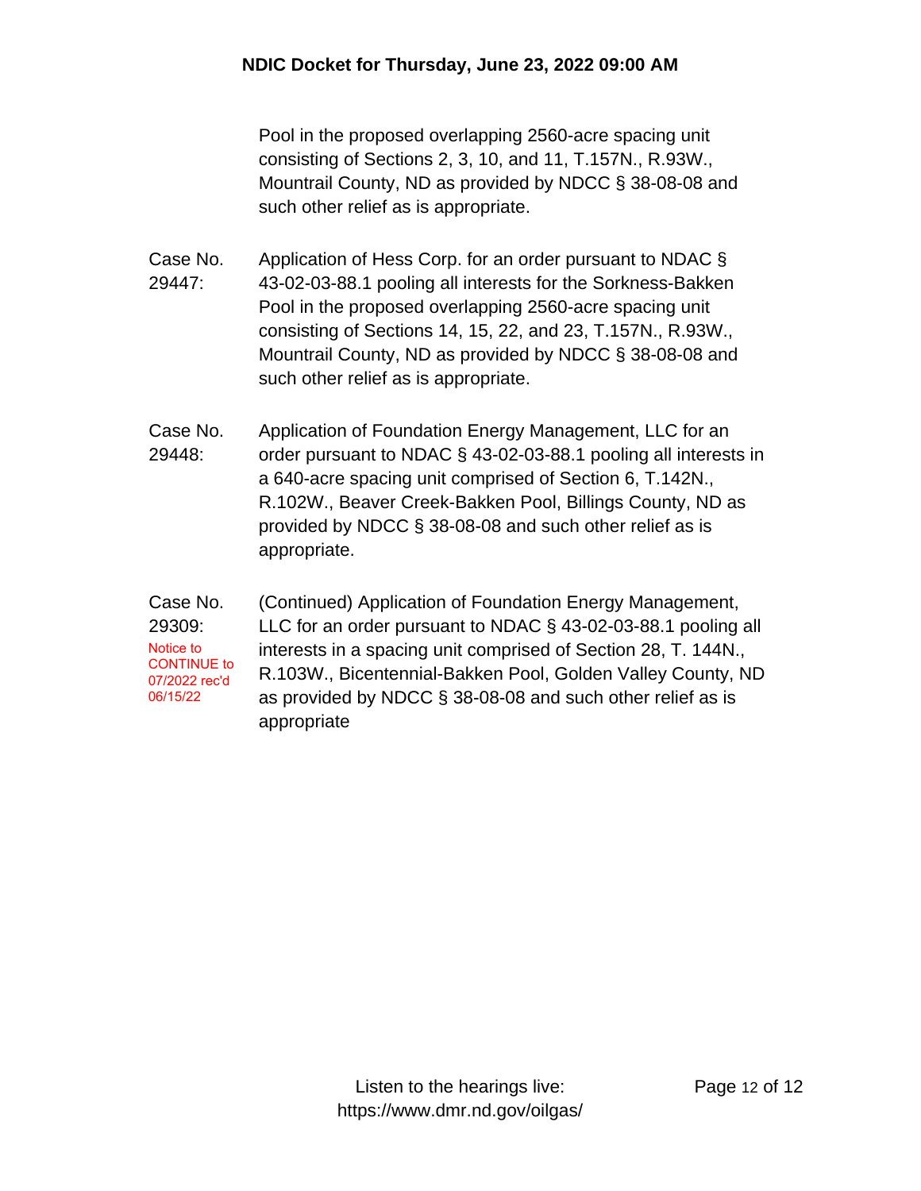Pool in the proposed overlapping 2560-acre spacing unit consisting of Sections 2, 3, 10, and 11, T.157N., R.93W., Mountrail County, ND as provided by NDCC § 38-08-08 and such other relief as is appropriate.

Case No. 29447: Application of Hess Corp. for an order pursuant to NDAC § 43-02-03-88.1 pooling all interests for the Sorkness-Bakken Pool in the proposed overlapping 2560-acre spacing unit consisting of Sections 14, 15, 22, and 23, T.157N., R.93W., Mountrail County, ND as provided by NDCC § 38-08-08 and such other relief as is appropriate.

Case No. 29448: Application of Foundation Energy Management, LLC for an order pursuant to NDAC § 43-02-03-88.1 pooling all interests in a 640-acre spacing unit comprised of Section 6, T.142N., R.102W., Beaver Creek-Bakken Pool, Billings County, ND as provided by NDCC § 38-08-08 and such other relief as is appropriate.

Case No. 29309: (Continued) Application of Foundation Energy Management, LLC for an order pursuant to NDAC § 43-02-03-88.1 pooling all interests in a spacing unit comprised of Section 28, T. 144N., R.103W., Bicentennial-Bakken Pool, Golden Valley County, ND as provided by NDCC § 38-08-08 and such other relief as is appropriate

Notice to CONTINUE to 07/2022 rec'd 06/15/22